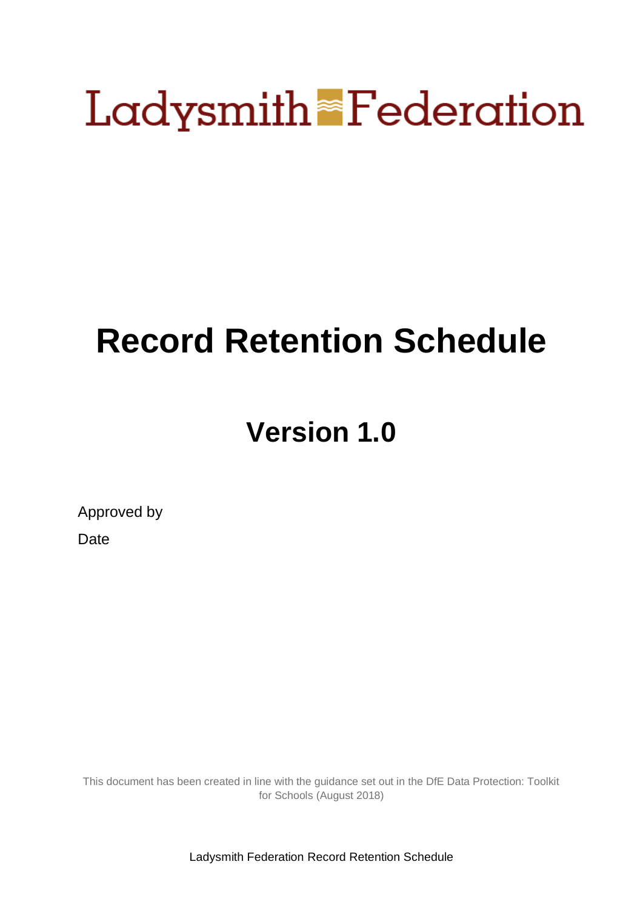# Ladysmith Federation

# Record Retention Schedule

## Version 1.0

Approved by

Date

This document has been created in line with the guidance set out in the DfE Data Protection: Toolkit for Schools (August 2018)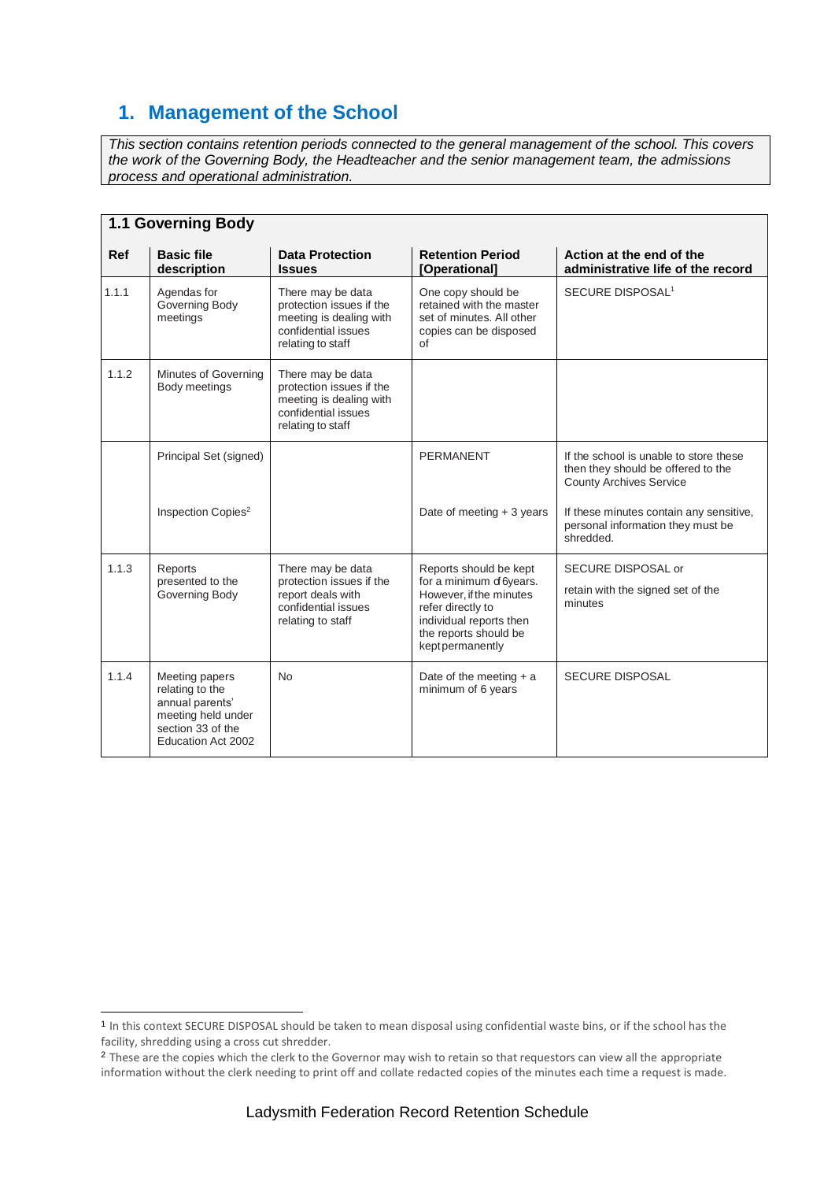## 1. Management of the School

*This section contains retention periods connected to the general management of the school. This covers the work of the Governing Body, the Headteacher and the senior management team, the admissions process and operational administration.*

| **1.1 Governing Body** | | | | |
|---|---|---|---|---|
| **Ref** | **Basic file description** | **Data Protection Issues** | **Retention Period [Operational]** | **Action at the end of the administrative life of the record** |
| 1.1.1 | Agendas for Governing Body meetings | There may be data protection issues if the meeting is dealing with confidential issues relating to staff | One copy should be retained with the master set of minutes. All other copies can be disposed of | SECURE DISPOSAL[1] |
| 1.1.2 | Minutes of Governing Body meetings | There may be data protection issues if the meeting is dealing with confidential issues relating to staff | | |
| | Principal Set (signed) | | PERMANENT | If the school is unable to store these then they should be offered to the County Archives Service |
| | Inspection Copies[2] | | Date of meeting + 3 years | If these minutes contain any sensitive, personal information they must be shredded. |
| 1.1.3 | Reports presented to the Governing Body | There may be data protection issues if the report deals with confidential issues relating to staff | Reports should be kept for a minimum of 6years. However, if the minutes refer directly to individual reports then the reports should be kept permanently | SECURE DISPOSAL or retain with the signed set of the minutes |
| 1.1.4 | Meeting papers relating to the annual parents' meeting held under section 33 of the Education Act 2002 | No | Date of the meeting + a minimum of 6 years | SECURE DISPOSAL |

[1] In this context SECURE DISPOSAL should be taken to mean disposal using confidential waste bins, or if the school has the facility, shredding using a cross cut shredder.

[2] These are the copies which the clerk to the Governor may wish to retain so that requestors can view all the appropriate information without the clerk needing to print off and collate redacted copies of the minutes each time a request is made.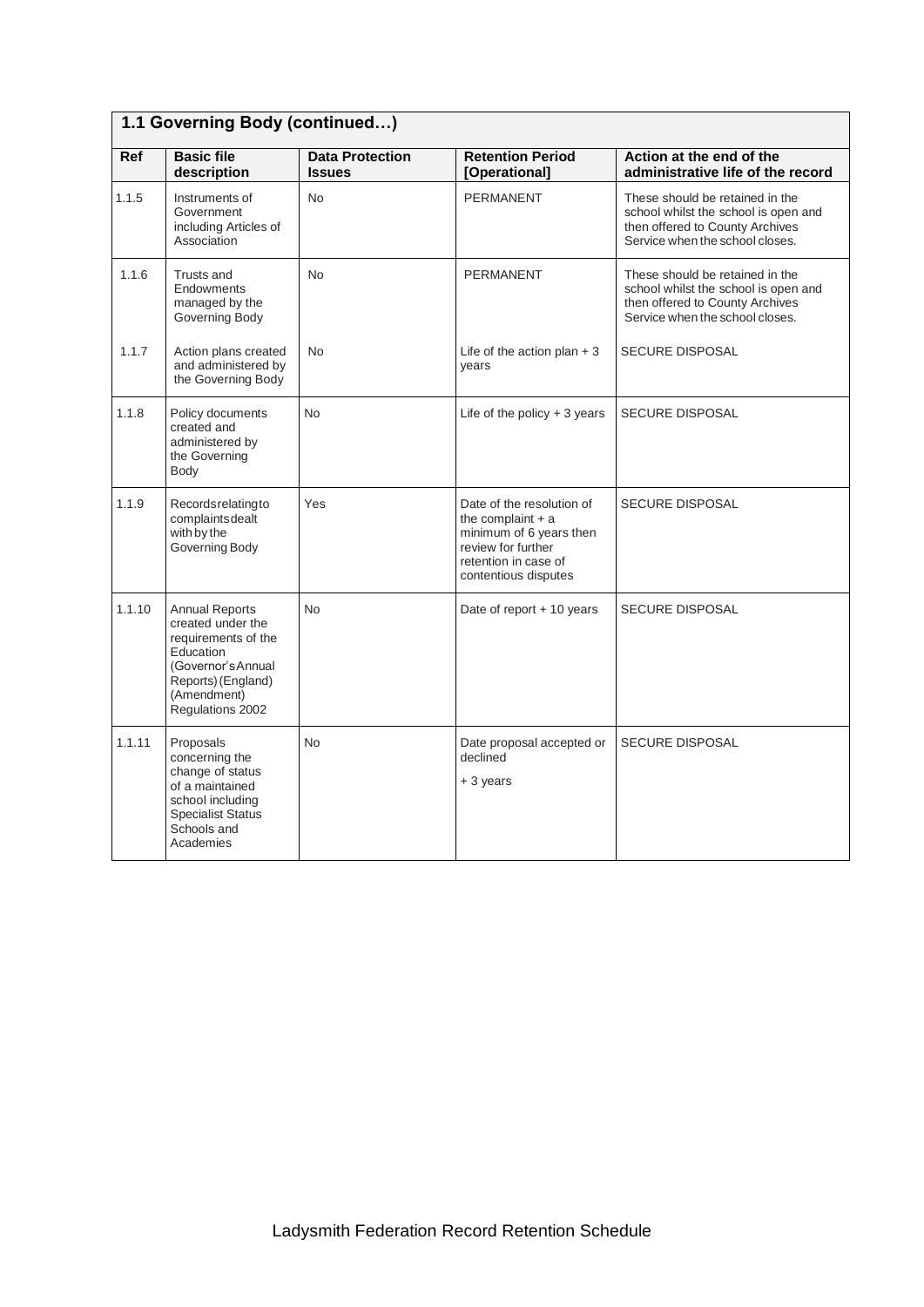| 1.1 Governing Body (continued…) | | | | |
|---|---|---|---|---|
| **Ref** | **Basic file description** | **Data Protection Issues** | **Retention Period [Operational]** | **Action at the end of the administrative life of the record** |
| 1.1.5 | Instruments of Government including Articles of Association | No | PERMANENT | These should be retained in the school whilst the school is open and then offered to County Archives Service when the school closes. |
| 1.1.6 | Trusts and Endowments managed by the Governing Body | No | PERMANENT | These should be retained in the school whilst the school is open and then offered to County Archives Service when the school closes. |
| 1.1.7 | Action plans created and administered by the Governing Body | No | Life of the action plan + 3 years | SECURE DISPOSAL |
| 1.1.8 | Policy documents created and administered by the Governing Body | No | Life of the policy + 3 years | SECURE DISPOSAL |
| 1.1.9 | Records relating to complaints dealt with by the Governing Body | Yes | Date of the resolution of the complaint + a minimum of 6 years then review for further retention in case of contentious disputes | SECURE DISPOSAL |
| 1.1.10 | Annual Reports created under the requirements of the Education (Governor's Annual Reports) (England) (Amendment) Regulations 2002 | No | Date of report + 10 years | SECURE DISPOSAL |
| 1.1.11 | Proposals concerning the change of status of a maintained school including Specialist Status Schools and Academies | No | Date proposal accepted or declined + 3 years | SECURE DISPOSAL |

Ladysmith Federation Record Retention Schedule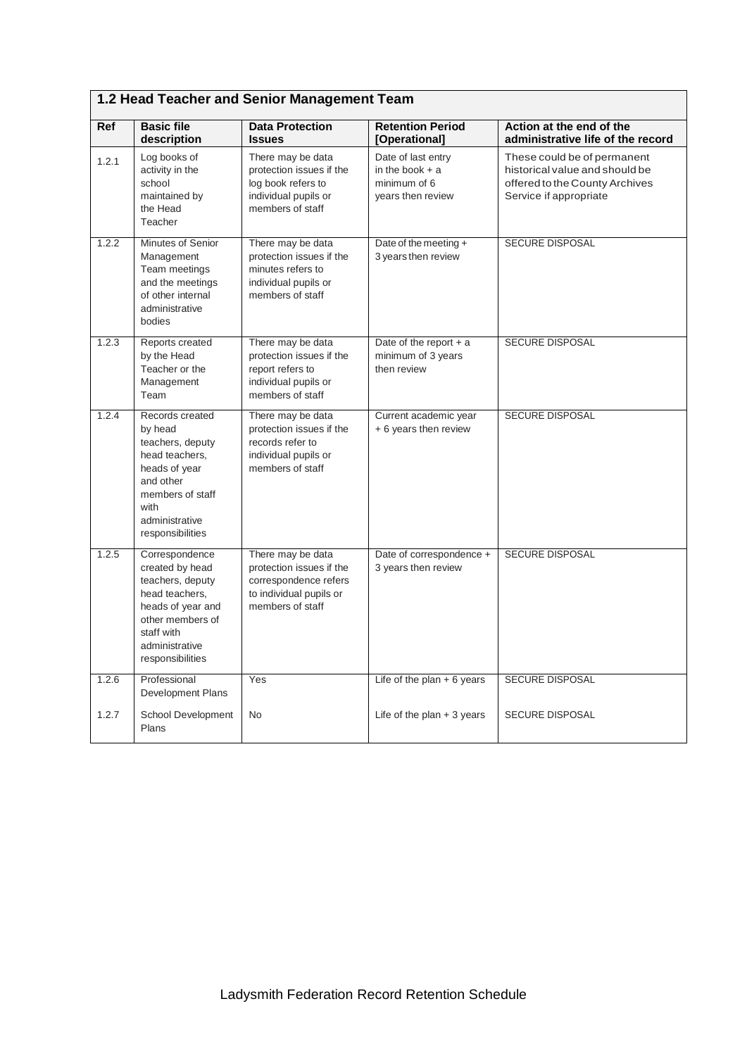## 1.2 Head Teacher and Senior Management Team

| Ref | Basic file description | Data Protection Issues | Retention Period [Operational] | Action at the end of the administrative life of the record |
|---|---|---|---|---|
| 1.2.1 | Log books of activity in the school maintained by the Head Teacher | There may be data protection issues if the log book refers to individual pupils or members of staff | Date of last entry in the book + a minimum of 6 years then review | These could be of permanent historical value and should be offered to the County Archives Service if appropriate |
| 1.2.2 | Minutes of Senior Management Team meetings and the meetings of other internal administrative bodies | There may be data protection issues if the minutes refers to individual pupils or members of staff | Date of the meeting + 3 years then review | SECURE DISPOSAL |
| 1.2.3 | Reports created by the Head Teacher or the Management Team | There may be data protection issues if the report refers to individual pupils or members of staff | Date of the report + a minimum of 3 years then review | SECURE DISPOSAL |
| 1.2.4 | Records created by head teachers, deputy head teachers, heads of year and other members of staff with administrative responsibilities | There may be data protection issues if the records refer to individual pupils or members of staff | Current academic year + 6 years then review | SECURE DISPOSAL |
| 1.2.5 | Correspondence created by head teachers, deputy head teachers, heads of year and other members of staff with administrative responsibilities | There may be data protection issues if the correspondence refers to individual pupils or members of staff | Date of correspondence + 3 years then review | SECURE DISPOSAL |
| 1.2.6 | Professional Development Plans | Yes | Life of the plan + 6 years | SECURE DISPOSAL |
| 1.2.7 | School Development Plans | No | Life of the plan + 3 years | SECURE DISPOSAL |

Ladysmith Federation Record Retention Schedule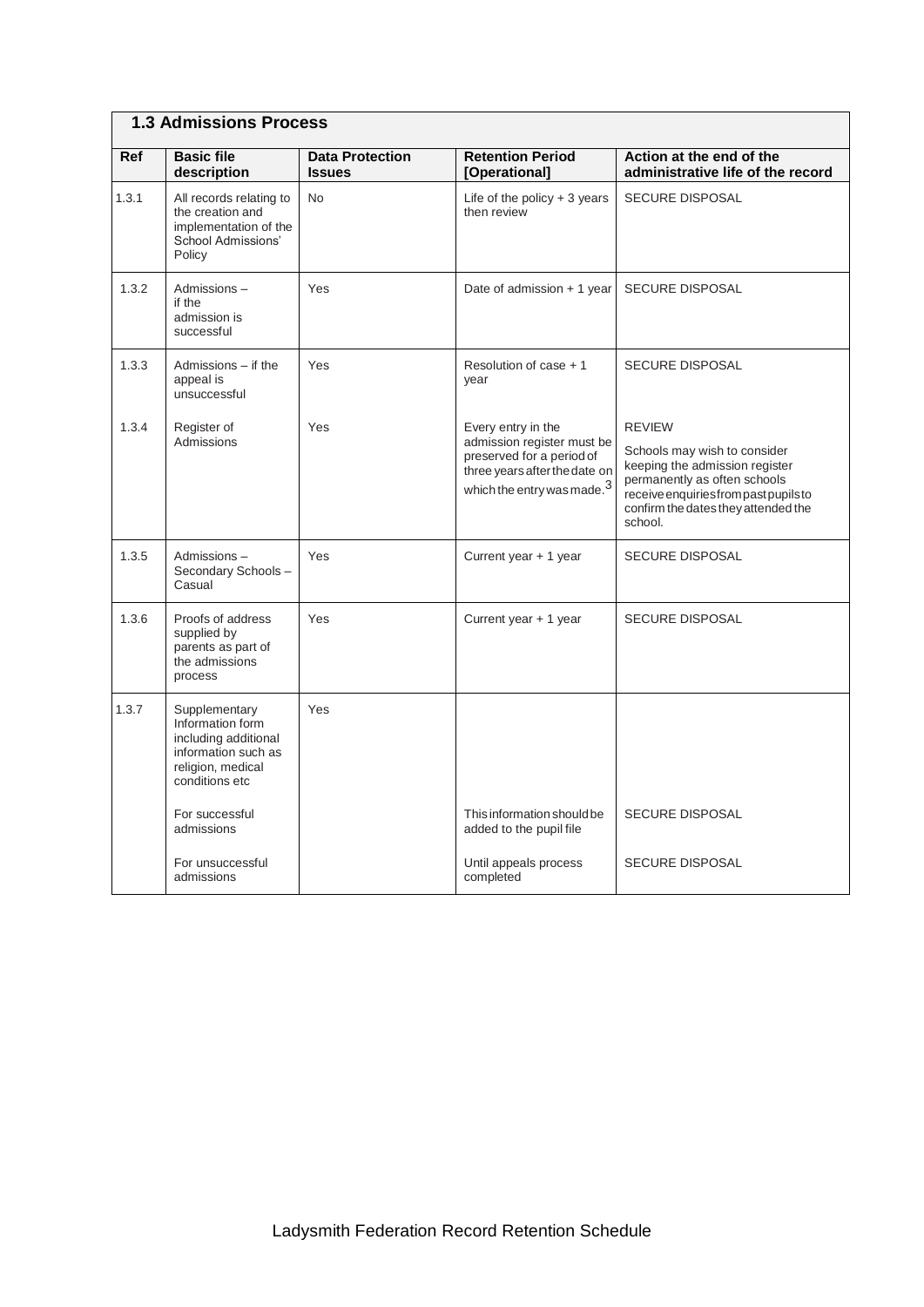## 1.3 Admissions Process

| Ref | Basic file description | Data Protection Issues | Retention Period [Operational] | Action at the end of the administrative life of the record |
|---|---|---|---|---|
| 1.3.1 | All records relating to the creation and implementation of the School Admissions' Policy | No | Life of the policy + 3 years then review | SECURE DISPOSAL |
| 1.3.2 | Admissions – if the admission is successful | Yes | Date of admission + 1 year | SECURE DISPOSAL |
| 1.3.3 | Admissions – if the appeal is unsuccessful | Yes | Resolution of case + 1 year | SECURE DISPOSAL |
| 1.3.4 | Register of Admissions | Yes | Every entry in the admission register must be preserved for a period of three years after the date on which the entry was made.[3] | REVIEW<br>Schools may wish to consider keeping the admission register permanently as often schools receive enquiries from past pupils to confirm the dates they attended the school. |
| 1.3.5 | Admissions – Secondary Schools – Casual | Yes | Current year + 1 year | SECURE DISPOSAL |
| 1.3.6 | Proofs of address supplied by parents as part of the admissions process | Yes | Current year + 1 year | SECURE DISPOSAL |
| 1.3.7 | Supplementary Information form including additional information such as religion, medical conditions etc | Yes | | |
| | For successful admissions | | This information should be added to the pupil file | SECURE DISPOSAL |
| | For unsuccessful admissions | | Until appeals process completed | SECURE DISPOSAL |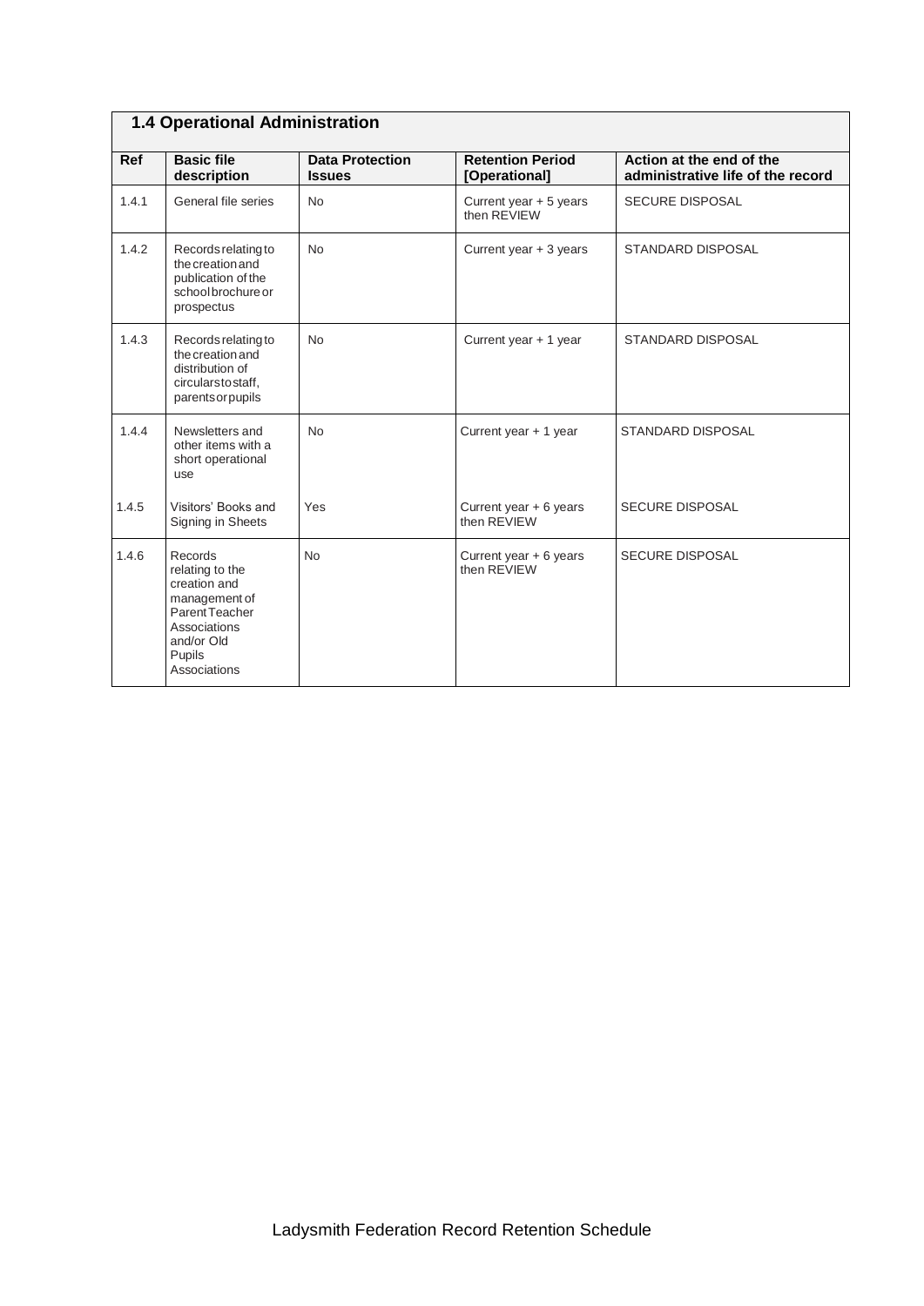## 1.4 Operational Administration

| Ref | Basic file description | Data Protection Issues | Retention Period [Operational] | Action at the end of the administrative life of the record |
|---|---|---|---|---|
| 1.4.1 | General file series | No | Current year + 5 years then REVIEW | SECURE DISPOSAL |
| 1.4.2 | Records relating to the creation and publication of the school brochure or prospectus | No | Current year + 3 years | STANDARD DISPOSAL |
| 1.4.3 | Records relating to the creation and distribution of circulars to staff, parents or pupils | No | Current year + 1 year | STANDARD DISPOSAL |
| 1.4.4 | Newsletters and other items with a short operational use | No | Current year + 1 year | STANDARD DISPOSAL |
| 1.4.5 | Visitors' Books and Signing in Sheets | Yes | Current year + 6 years then REVIEW | SECURE DISPOSAL |
| 1.4.6 | Records relating to the creation and management of Parent Teacher Associations and/or Old Pupils Associations | No | Current year + 6 years then REVIEW | SECURE DISPOSAL |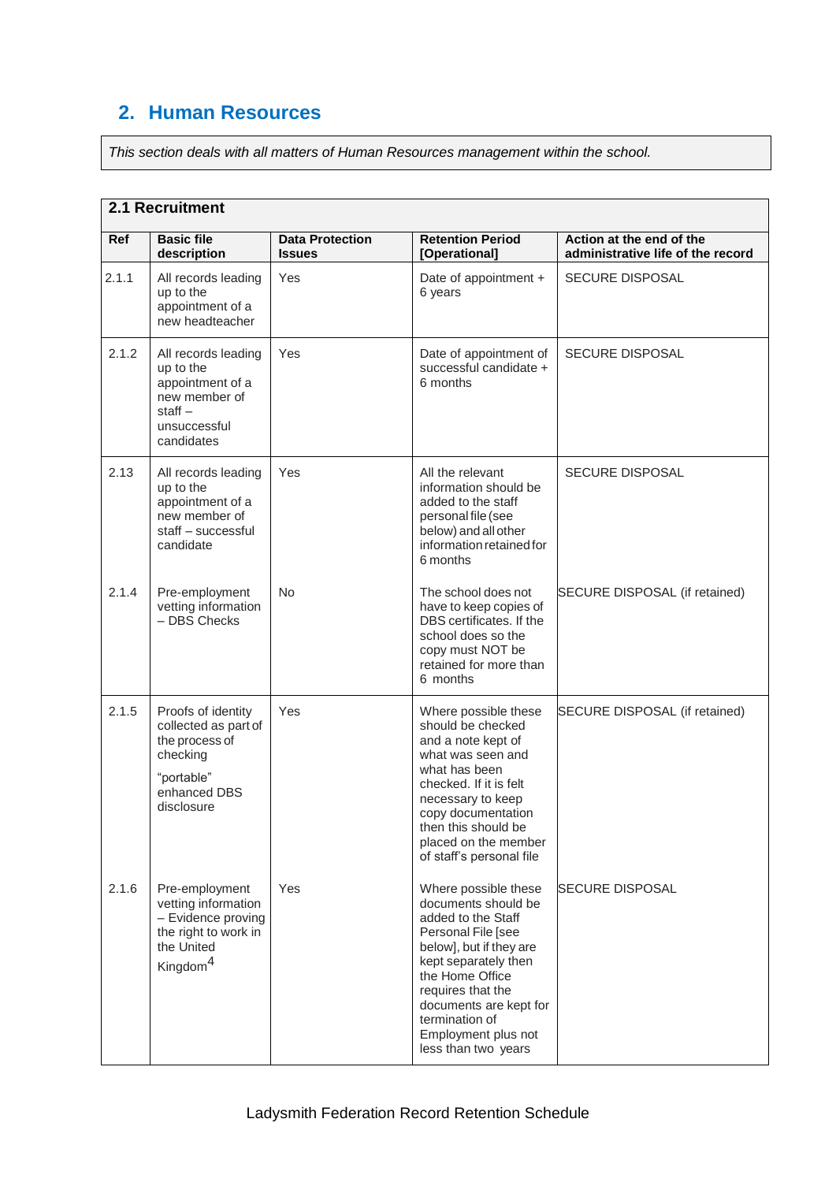## 2. Human Resources

*This section deals with all matters of Human Resources management within the school.*

**2.1 Recruitment**

| Ref | Basic file description | Data Protection Issues | Retention Period [Operational] | Action at the end of the administrative life of the record |
|---|---|---|---|---|
| 2.1.1 | All records leading up to the appointment of a new headteacher | Yes | Date of appointment + 6 years | SECURE DISPOSAL |
| 2.1.2 | All records leading up to the appointment of a new member of staff – unsuccessful candidates | Yes | Date of appointment of successful candidate + 6 months | SECURE DISPOSAL |
| 2.13 | All records leading up to the appointment of a new member of staff – successful candidate | Yes | All the relevant information should be added to the staff personal file (see below) and all other information retained for 6 months | SECURE DISPOSAL |
| 2.1.4 | Pre-employment vetting information – DBS Checks | No | The school does not have to keep copies of DBS certificates. If the school does so the copy must NOT be retained for more than 6 months | SECURE DISPOSAL (if retained) |
| 2.1.5 | Proofs of identity collected as part of the process of checking "portable" enhanced DBS disclosure | Yes | Where possible these should be checked and a note kept of what was seen and what has been checked. If it is felt necessary to keep copy documentation then this should be placed on the member of staff's personal file | SECURE DISPOSAL (if retained) |
| 2.1.6 | Pre-employment vetting information – Evidence proving the right to work in the United Kingdom[4] | Yes | Where possible these documents should be added to the Staff Personal File [see below], but if they are kept separately then the Home Office requires that the documents are kept for termination of Employment plus not less than two years | SECURE DISPOSAL |

Ladysmith Federation Record Retention Schedule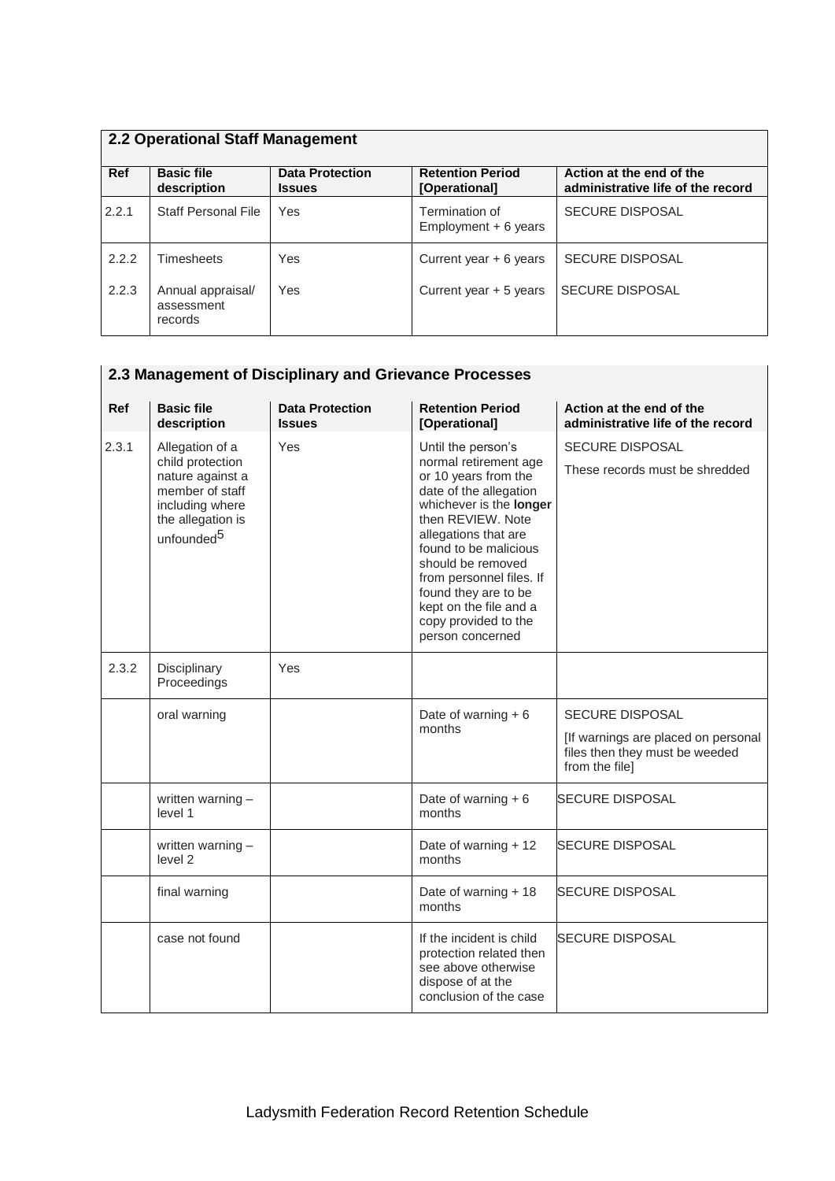## 2.2 Operational Staff Management

| Ref | Basic file description | Data Protection Issues | Retention Period [Operational] | Action at the end of the administrative life of the record |
|---|---|---|---|---|
| 2.2.1 | Staff Personal File | Yes | Termination of Employment + 6 years | SECURE DISPOSAL |
| 2.2.2 | Timesheets | Yes | Current year + 6 years | SECURE DISPOSAL |
| 2.2.3 | Annual appraisal/ assessment records | Yes | Current year + 5 years | SECURE DISPOSAL |

## 2.3 Management of Disciplinary and Grievance Processes

| Ref | Basic file description | Data Protection Issues | Retention Period [Operational] | Action at the end of the administrative life of the record |
|---|---|---|---|---|
| 2.3.1 | Allegation of a child protection nature against a member of staff including where the allegation is unfounded[5] | Yes | Until the person's normal retirement age or 10 years from the date of the allegation whichever is the **longer** then REVIEW. Note allegations that are found to be malicious should be removed from personnel files. If found they are to be kept on the file and a copy provided to the person concerned | SECURE DISPOSAL These records must be shredded |
| 2.3.2 | Disciplinary Proceedings | Yes | | |
| | oral warning | | Date of warning + 6 months | SECURE DISPOSAL [If warnings are placed on personal files then they must be weeded from the file] |
| | written warning – level 1 | | Date of warning + 6 months | SECURE DISPOSAL |
| | written warning – level 2 | | Date of warning + 12 months | SECURE DISPOSAL |
| | final warning | | Date of warning + 18 months | SECURE DISPOSAL |
| | case not found | | If the incident is child protection related then see above otherwise dispose of at the conclusion of the case | SECURE DISPOSAL |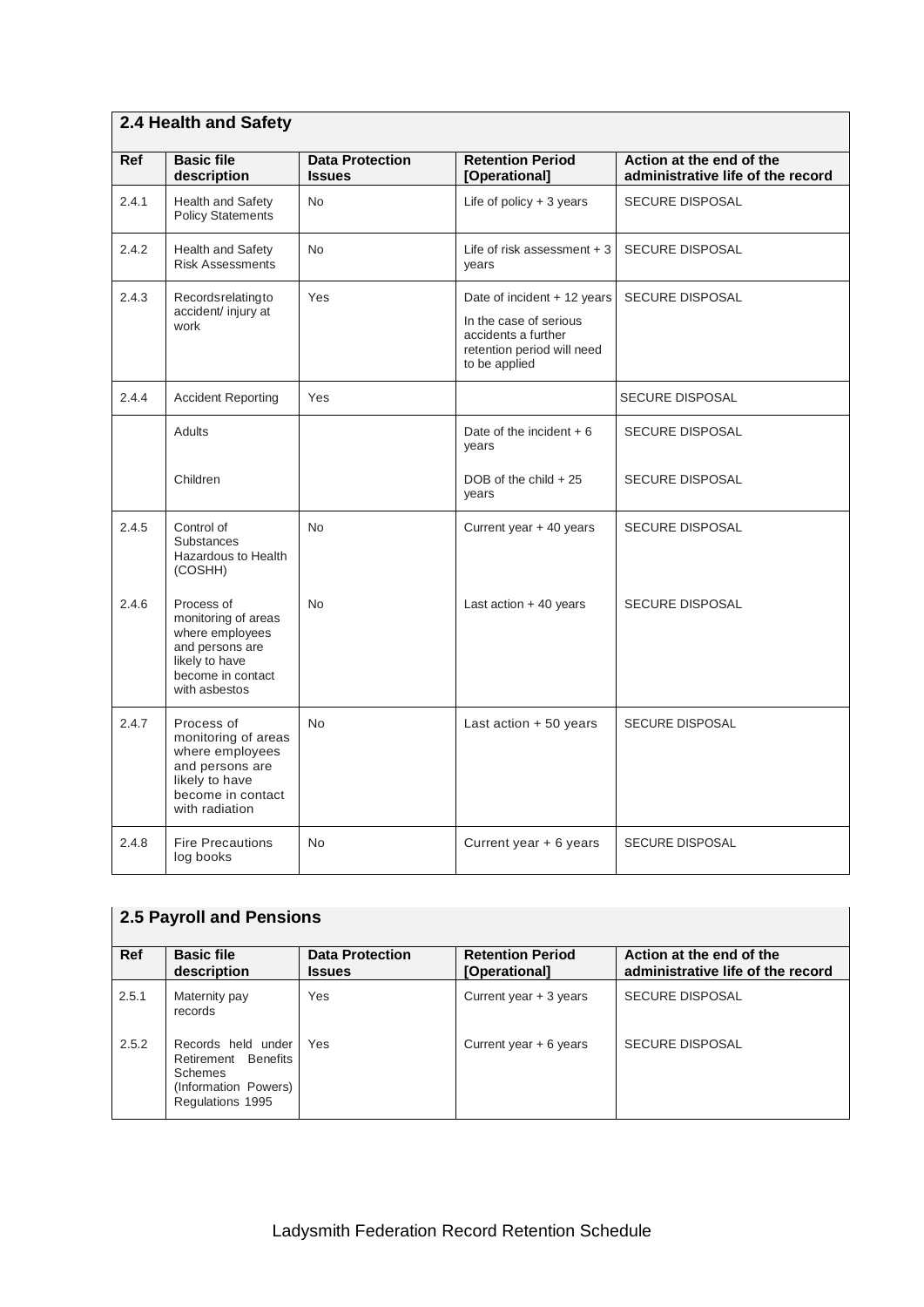## 2.4 Health and Safety

| Ref | Basic file description | Data Protection Issues | Retention Period [Operational] | Action at the end of the administrative life of the record |
|---|---|---|---|---|
| 2.4.1 | Health and Safety Policy Statements | No | Life of policy + 3 years | SECURE DISPOSAL |
| 2.4.2 | Health and Safety Risk Assessments | No | Life of risk assessment + 3 years | SECURE DISPOSAL |
| 2.4.3 | Records relating to accident/ injury at work | Yes | Date of incident + 12 years<br><br>In the case of serious accidents a further retention period will need to be applied | SECURE DISPOSAL |
| 2.4.4 | Accident Reporting | Yes | | SECURE DISPOSAL |
| | Adults | | Date of the incident + 6 years | SECURE DISPOSAL |
| | Children | | DOB of the child + 25 years | SECURE DISPOSAL |
| 2.4.5 | Control of Substances Hazardous to Health (COSHH) | No | Current year + 40 years | SECURE DISPOSAL |
| 2.4.6 | Process of monitoring of areas where employees and persons are likely to have become in contact with asbestos | No | Last action + 40 years | SECURE DISPOSAL |
| 2.4.7 | Process of monitoring of areas where employees and persons are likely to have become in contact with radiation | No | Last action + 50 years | SECURE DISPOSAL |
| 2.4.8 | Fire Precautions log books | No | Current year + 6 years | SECURE DISPOSAL |

## 2.5 Payroll and Pensions

| Ref | Basic file description | Data Protection Issues | Retention Period [Operational] | Action at the end of the administrative life of the record |
|---|---|---|---|---|
| 2.5.1 | Maternity pay records | Yes | Current year + 3 years | SECURE DISPOSAL |
| 2.5.2 | Records held under Retirement Benefits Schemes (Information Powers) Regulations 1995 | Yes | Current year + 6 years | SECURE DISPOSAL |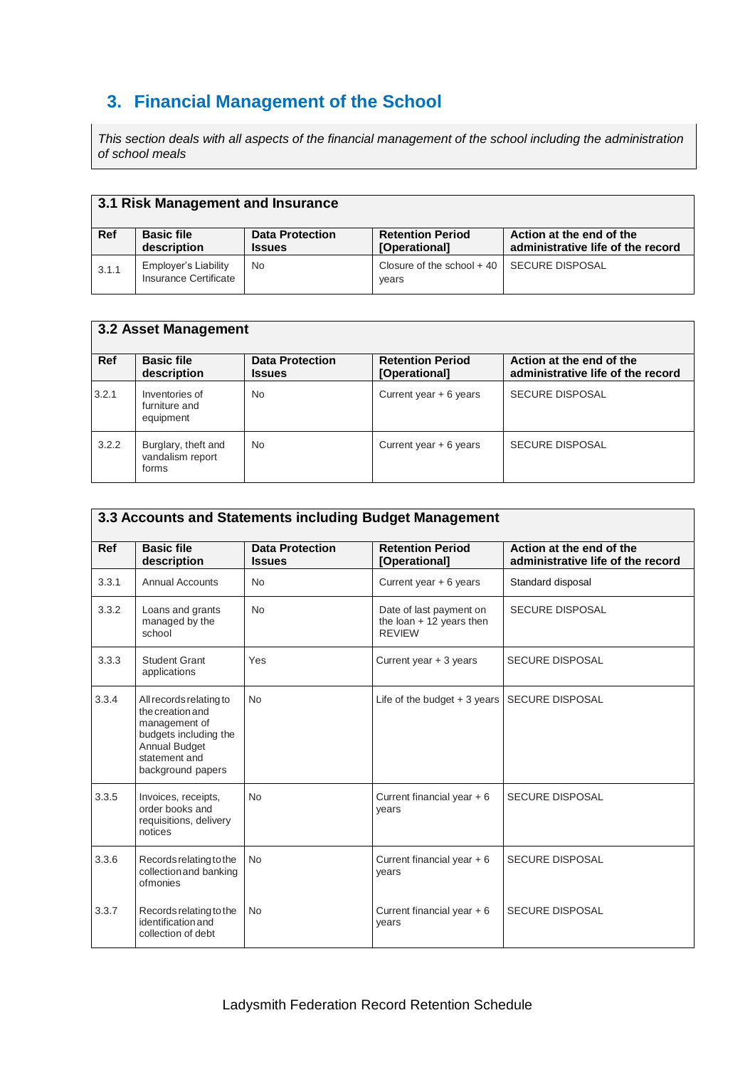# 3. Financial Management of the School

*This section deals with all aspects of the financial management of the school including the administration of school meals*

## 3.1 Risk Management and Insurance

| Ref | Basic file description | Data Protection Issues | Retention Period [Operational] | Action at the end of the administrative life of the record |
|---|---|---|---|---|
| 3.1.1 | Employer's Liability Insurance Certificate | No | Closure of the school + 40 years | SECURE DISPOSAL |

## 3.2 Asset Management

| Ref | Basic file description | Data Protection Issues | Retention Period [Operational] | Action at the end of the administrative life of the record |
|---|---|---|---|---|
| 3.2.1 | Inventories of furniture and equipment | No | Current year + 6 years | SECURE DISPOSAL |
| 3.2.2 | Burglary, theft and vandalism report forms | No | Current year + 6 years | SECURE DISPOSAL |

## 3.3 Accounts and Statements including Budget Management

| Ref | Basic file description | Data Protection Issues | Retention Period [Operational] | Action at the end of the administrative life of the record |
|---|---|---|---|---|
| 3.3.1 | Annual Accounts | No | Current year + 6 years | Standard disposal |
| 3.3.2 | Loans and grants managed by the school | No | Date of last payment on the loan + 12 years then REVIEW | SECURE DISPOSAL |
| 3.3.3 | Student Grant applications | Yes | Current year + 3 years | SECURE DISPOSAL |
| 3.3.4 | All records relating to the creation and management of budgets including the Annual Budget statement and background papers | No | Life of the budget + 3 years | SECURE DISPOSAL |
| 3.3.5 | Invoices, receipts, order books and requisitions, delivery notices | No | Current financial year + 6 years | SECURE DISPOSAL |
| 3.3.6 | Records relating to the collection and banking of monies | No | Current financial year + 6 years | SECURE DISPOSAL |
| 3.3.7 | Records relating to the identification and collection of debt | No | Current financial year + 6 years | SECURE DISPOSAL |

Ladysmith Federation Record Retention Schedule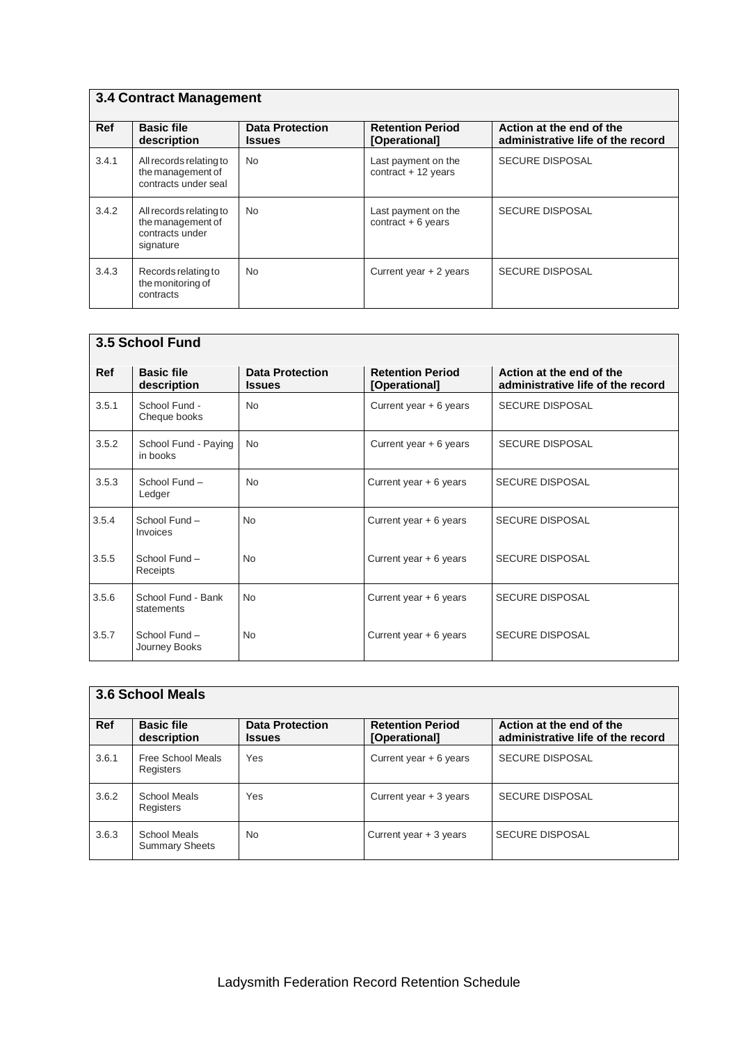## 3.4 Contract Management

| Ref | Basic file description | Data Protection Issues | Retention Period [Operational] | Action at the end of the administrative life of the record |
|---|---|---|---|---|
| 3.4.1 | All records relating to the management of contracts under seal | No | Last payment on the contract + 12 years | SECURE DISPOSAL |
| 3.4.2 | All records relating to the management of contracts under signature | No | Last payment on the contract + 6 years | SECURE DISPOSAL |
| 3.4.3 | Records relating to the monitoring of contracts | No | Current year + 2 years | SECURE DISPOSAL |

## 3.5 School Fund

| Ref | Basic file description | Data Protection Issues | Retention Period [Operational] | Action at the end of the administrative life of the record |
|---|---|---|---|---|
| 3.5.1 | School Fund - Cheque books | No | Current year + 6 years | SECURE DISPOSAL |
| 3.5.2 | School Fund - Paying in books | No | Current year + 6 years | SECURE DISPOSAL |
| 3.5.3 | School Fund – Ledger | No | Current year + 6 years | SECURE DISPOSAL |
| 3.5.4 | School Fund – Invoices | No | Current year + 6 years | SECURE DISPOSAL |
| 3.5.5 | School Fund – Receipts | No | Current year + 6 years | SECURE DISPOSAL |
| 3.5.6 | School Fund - Bank statements | No | Current year + 6 years | SECURE DISPOSAL |
| 3.5.7 | School Fund – Journey Books | No | Current year + 6 years | SECURE DISPOSAL |

## 3.6 School Meals

| Ref | Basic file description | Data Protection Issues | Retention Period [Operational] | Action at the end of the administrative life of the record |
|---|---|---|---|---|
| 3.6.1 | Free School Meals Registers | Yes | Current year + 6 years | SECURE DISPOSAL |
| 3.6.2 | School Meals Registers | Yes | Current year + 3 years | SECURE DISPOSAL |
| 3.6.3 | School Meals Summary Sheets | No | Current year + 3 years | SECURE DISPOSAL |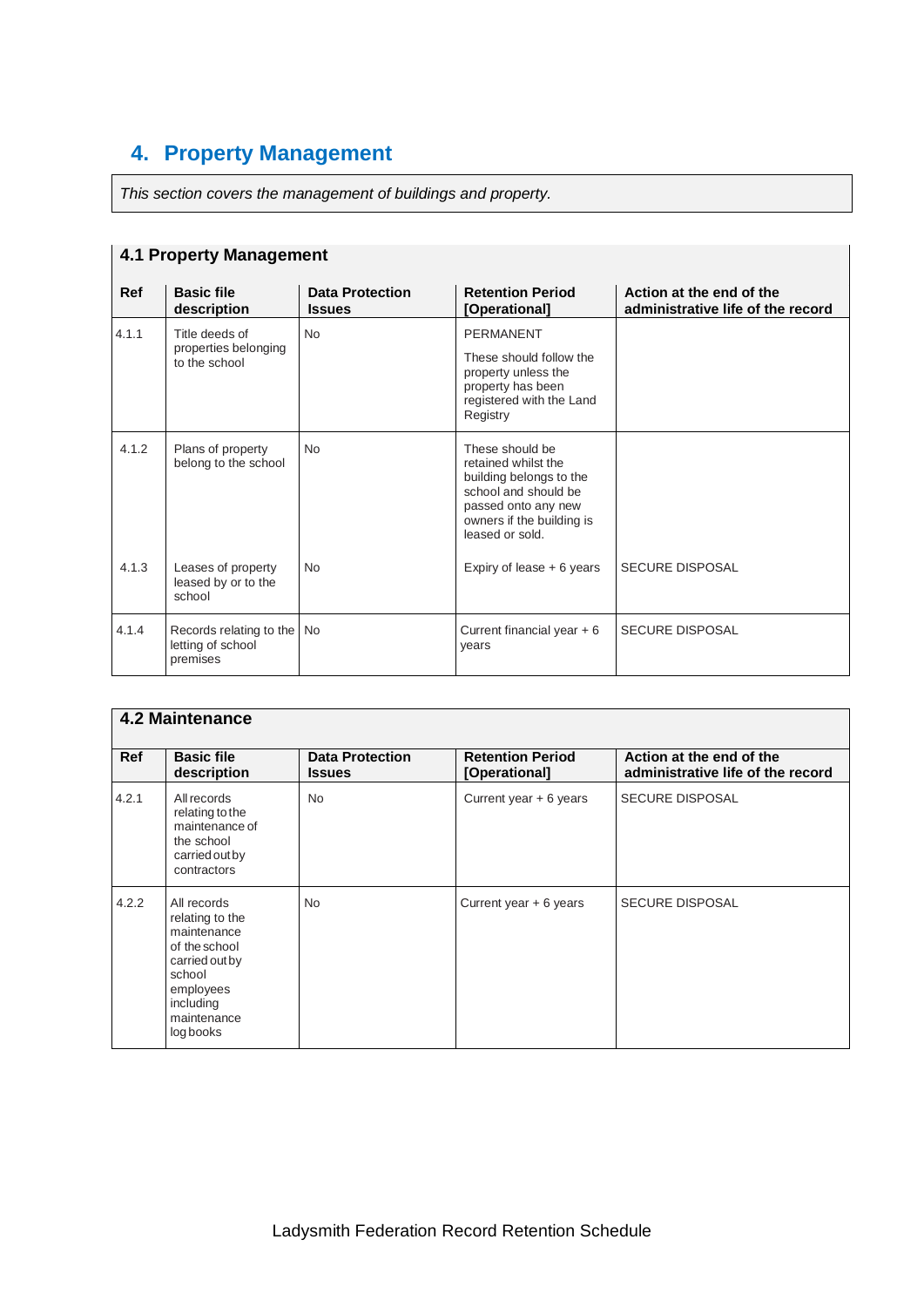## 4. Property Management

*This section covers the management of buildings and property.*

### 4.1 Property Management

| Ref | Basic file description | Data Protection Issues | Retention Period [Operational] | Action at the end of the administrative life of the record |
|---|---|---|---|---|
| 4.1.1 | Title deeds of properties belonging to the school | No | PERMANENT<br><br>These should follow the property unless the property has been registered with the Land Registry | |
| 4.1.2 | Plans of property belong to the school | No | These should be retained whilst the building belongs to the school and should be passed onto any new owners if the building is leased or sold. | |
| 4.1.3 | Leases of property leased by or to the school | No | Expiry of lease + 6 years | SECURE DISPOSAL |
| 4.1.4 | Records relating to the letting of school premises | No | Current financial year + 6 years | SECURE DISPOSAL |

### 4.2 Maintenance

| Ref | Basic file description | Data Protection Issues | Retention Period [Operational] | Action at the end of the administrative life of the record |
|---|---|---|---|---|
| 4.2.1 | All records relating to the maintenance of the school carried out by contractors | No | Current year + 6 years | SECURE DISPOSAL |
| 4.2.2 | All records relating to the maintenance of the school carried out by school employees including maintenance log books | No | Current year + 6 years | SECURE DISPOSAL |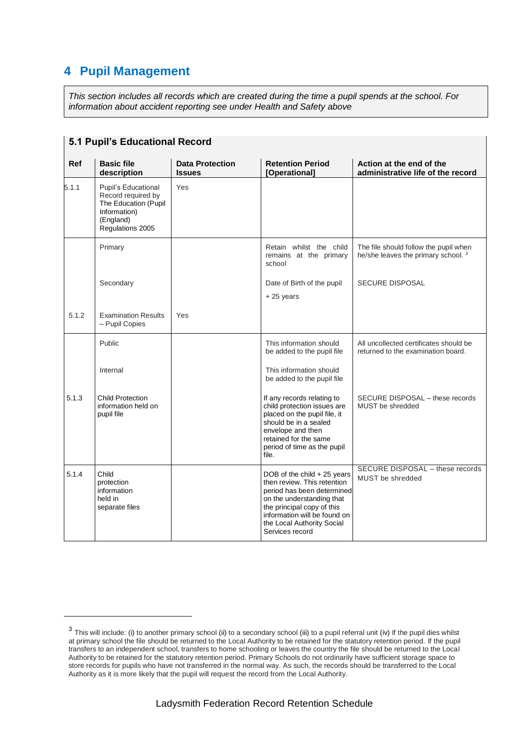## 4 Pupil Management

*This section includes all records which are created during the time a pupil spends at the school. For information about accident reporting see under Health and Safety above*

### 5.1 Pupil's Educational Record

| Ref | Basic file description | Data Protection Issues | Retention Period [Operational] | Action at the end of the administrative life of the record |
|---|---|---|---|---|
| 5.1.1 | Pupil's Educational Record required by The Education (Pupil Information) (England) Regulations 2005 | Yes | | |
| | Primary | | Retain whilst the child remains at the primary school | The file should follow the pupil when he/she leaves the primary school. [3] |
| | Secondary | | Date of Birth of the pupil + 25 years | SECURE DISPOSAL |
| 5.1.2 | Examination Results – Pupil Copies | Yes | | |
| | Public | | This information should be added to the pupil file | All uncollected certificates should be returned to the examination board. |
| | Internal | | This information should be added to the pupil file | |
| 5.1.3 | Child Protection information held on pupil file | | If any records relating to child protection issues are placed on the pupil file, it should be in a sealed envelope and then retained for the same period of time as the pupil file. | SECURE DISPOSAL – these records MUST be shredded |
| 5.1.4 | Child protection information held in separate files | | DOB of the child + 25 years then review. This retention period has been determined on the understanding that the principal copy of this information will be found on the Local Authority Social Services record | SECURE DISPOSAL – these records MUST be shredded |

[3] This will include: (i) to another primary school (ii) to a secondary school (iii) to a pupil referral unit (iv) If the pupil dies whilst at primary school the file should be returned to the Local Authority to be retained for the statutory retention period. If the pupil transfers to an independent school, transfers to home schooling or leaves the country the file should be returned to the Local Authority to be retained for the statutory retention period. Primary Schools do not ordinarily have sufficient storage space to store records for pupils who have not transferred in the normal way. As such, the records should be transferred to the Local Authority as it is more likely that the pupil will request the record from the Local Authority.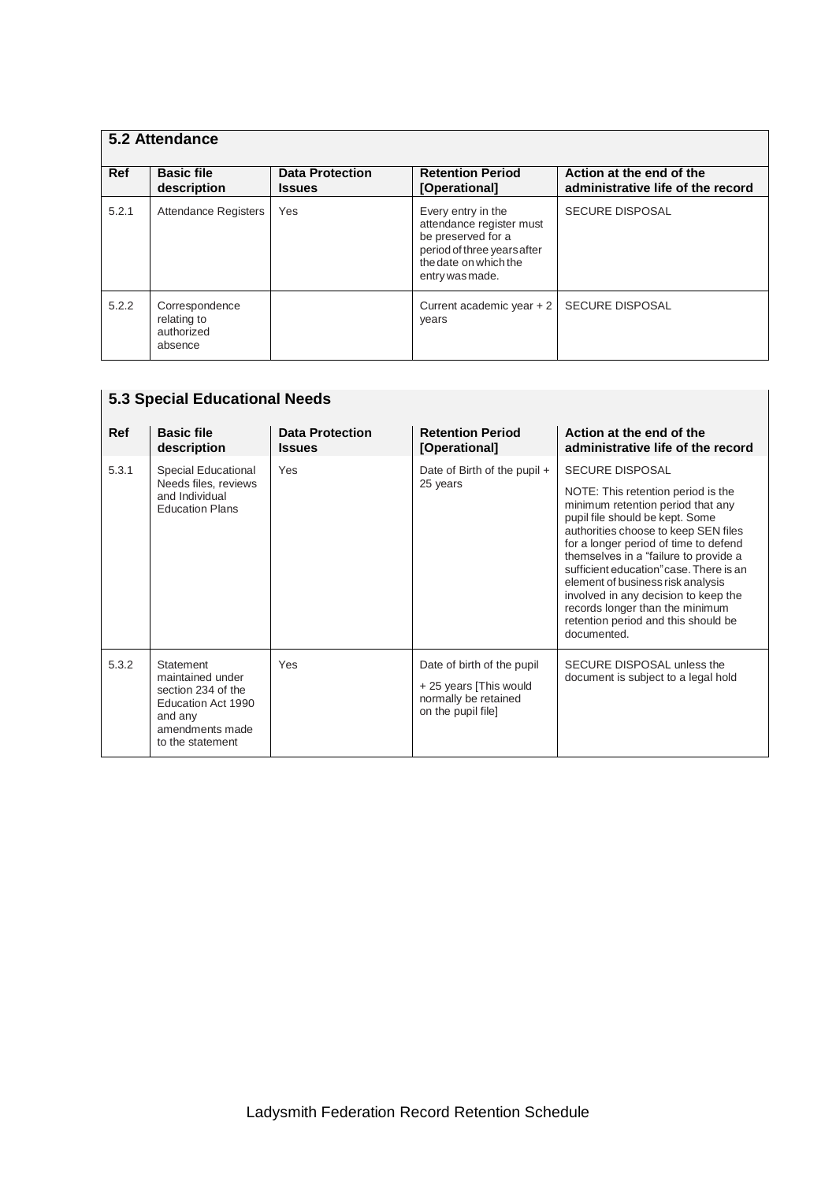## 5.2 Attendance

| Ref | Basic file description | Data Protection Issues | Retention Period [Operational] | Action at the end of the administrative life of the record |
|---|---|---|---|---|
| 5.2.1 | Attendance Registers | Yes | Every entry in the attendance register must be preserved for a period of three years after the date on which the entry was made. | SECURE DISPOSAL |
| 5.2.2 | Correspondence relating to authorized absence | | Current academic year + 2 years | SECURE DISPOSAL |

## 5.3 Special Educational Needs

| Ref | Basic file description | Data Protection Issues | Retention Period [Operational] | Action at the end of the administrative life of the record |
|---|---|---|---|---|
| 5.3.1 | Special Educational Needs files, reviews and Individual Education Plans | Yes | Date of Birth of the pupil + 25 years | SECURE DISPOSAL<br><br>NOTE: This retention period is the minimum retention period that any pupil file should be kept. Some authorities choose to keep SEN files for a longer period of time to defend themselves in a "failure to provide a sufficient education" case. There is an element of business risk analysis involved in any decision to keep the records longer than the minimum retention period and this should be documented. |
| 5.3.2 | Statement maintained under section 234 of the Education Act 1990 and any amendments made to the statement | Yes | Date of birth of the pupil + 25 years [This would normally be retained on the pupil file] | SECURE DISPOSAL unless the document is subject to a legal hold |

Ladysmith Federation Record Retention Schedule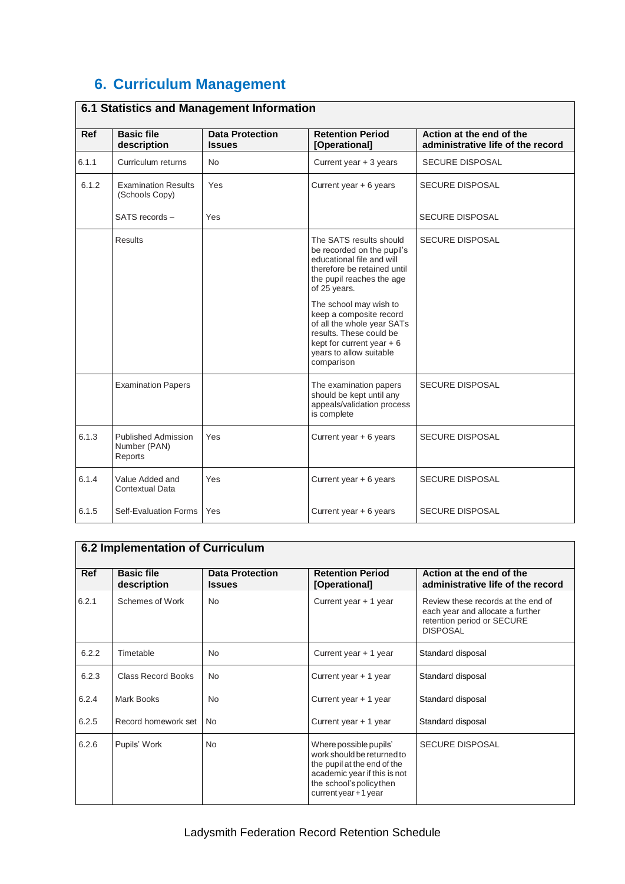## 6. Curriculum Management

### 6.1 Statistics and Management Information

| Ref | Basic file description | Data Protection Issues | Retention Period [Operational] | Action at the end of the administrative life of the record |
|---|---|---|---|---|
| 6.1.1 | Curriculum returns | No | Current year + 3 years | SECURE DISPOSAL |
| 6.1.2 | Examination Results (Schools Copy) | Yes | Current year + 6 years | SECURE DISPOSAL |
| | SATS records – | Yes | | SECURE DISPOSAL |
| | Results | | The SATS results should be recorded on the pupil's educational file and will therefore be retained until the pupil reaches the age of 25 years. The school may wish to keep a composite record of all the whole year SATs results. These could be kept for current year + 6 years to allow suitable comparison | SECURE DISPOSAL |
| | Examination Papers | | The examination papers should be kept until any appeals/validation process is complete | SECURE DISPOSAL |
| 6.1.3 | Published Admission Number (PAN) Reports | Yes | Current year + 6 years | SECURE DISPOSAL |
| 6.1.4 | Value Added and Contextual Data | Yes | Current year + 6 years | SECURE DISPOSAL |
| 6.1.5 | Self-Evaluation Forms | Yes | Current year + 6 years | SECURE DISPOSAL |

### 6.2 Implementation of Curriculum

| Ref | Basic file description | Data Protection Issues | Retention Period [Operational] | Action at the end of the administrative life of the record |
|---|---|---|---|---|
| 6.2.1 | Schemes of Work | No | Current year + 1 year | Review these records at the end of each year and allocate a further retention period or SECURE DISPOSAL |
| 6.2.2 | Timetable | No | Current year + 1 year | Standard disposal |
| 6.2.3 | Class Record Books | No | Current year + 1 year | Standard disposal |
| 6.2.4 | Mark Books | No | Current year + 1 year | Standard disposal |
| 6.2.5 | Record homework set | No | Current year + 1 year | Standard disposal |
| 6.2.6 | Pupils' Work | No | Where possible pupils' work should be returned to the pupil at the end of the academic year if this is not the school's policy then current year + 1 year | SECURE DISPOSAL |

Ladysmith Federation Record Retention Schedule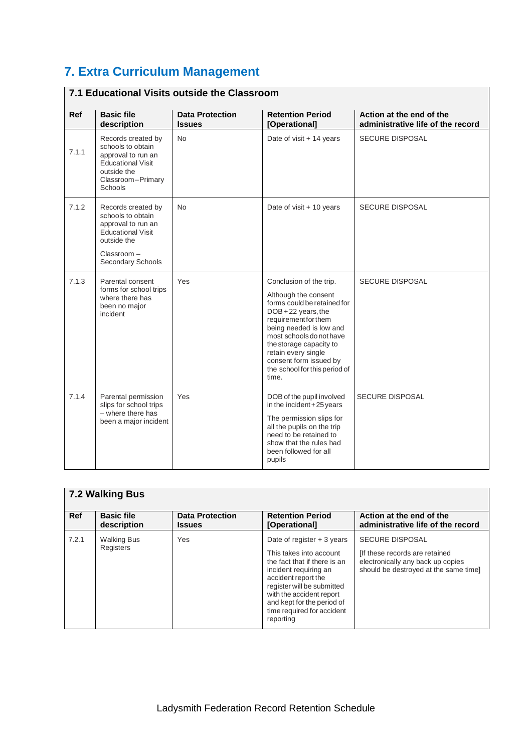# 7. Extra Curriculum Management

### 7.1 Educational Visits outside the Classroom

| Ref | Basic file description | Data Protection Issues | Retention Period [Operational] | Action at the end of the administrative life of the record |
|---|---|---|---|---|
| 7.1.1 | Records created by schools to obtain approval to run an Educational Visit outside the Classroom–Primary Schools | No | Date of visit + 14 years | SECURE DISPOSAL |
| 7.1.2 | Records created by schools to obtain approval to run an Educational Visit outside the Classroom – Secondary Schools | No | Date of visit + 10 years | SECURE DISPOSAL |
| 7.1.3 | Parental consent forms for school trips where there has been no major incident | Yes | Conclusion of the trip. Although the consent forms could be retained for DOB + 22 years, the requirement for them being needed is low and most schools do not have the storage capacity to retain every single consent form issued by the school for this period of time. | SECURE DISPOSAL |
| 7.1.4 | Parental permission slips for school trips – where there has been a major incident | Yes | DOB of the pupil involved in the incident + 25 years. The permission slips for all the pupils on the trip need to be retained to show that the rules had been followed for all pupils | SECURE DISPOSAL |

### 7.2 Walking Bus

| Ref | Basic file description | Data Protection Issues | Retention Period [Operational] | Action at the end of the administrative life of the record |
|---|---|---|---|---|
| 7.2.1 | Walking Bus Registers | Yes | Date of register + 3 years. This takes into account the fact that if there is an incident requiring an accident report the register will be submitted with the accident report and kept for the period of time required for accident reporting | SECURE DISPOSAL [If these records are retained electronically any back up copies should be destroyed at the same time] |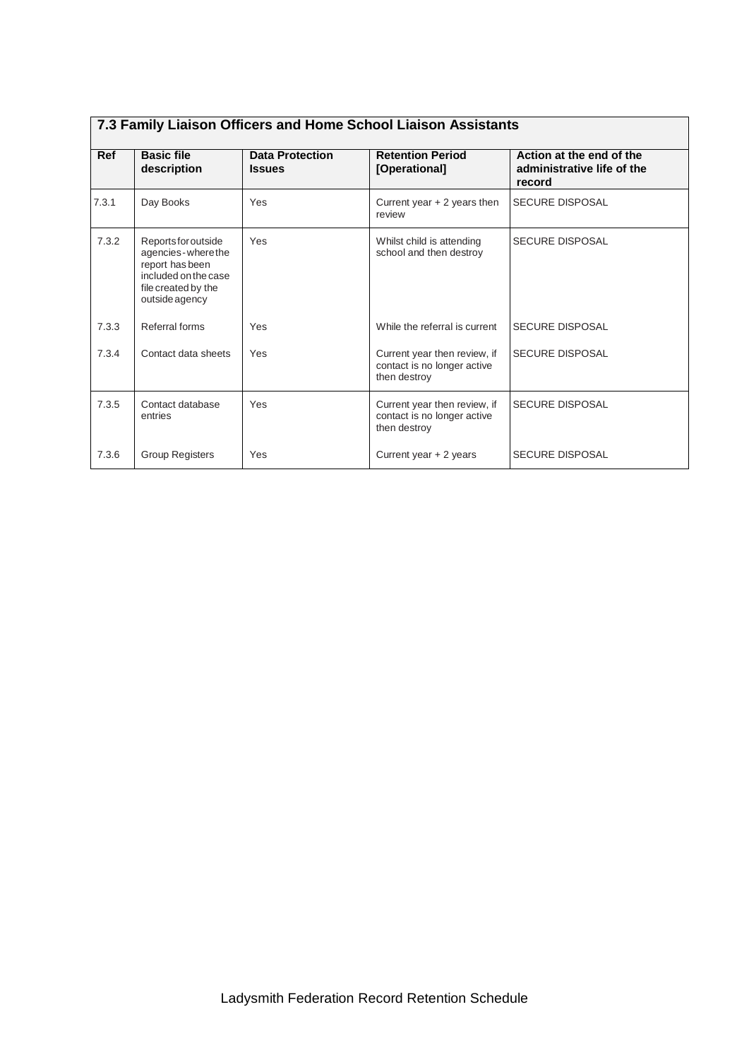| 7.3 Family Liaison Officers and Home School Liaison Assistants | | | | |
|---|---|---|---|---|
| **Ref** | **Basic file description** | **Data Protection Issues** | **Retention Period [Operational]** | **Action at the end of the administrative life of the record** |
| 7.3.1 | Day Books | Yes | Current year + 2 years then review | SECURE DISPOSAL |
| 7.3.2 | Reports for outside agencies - where the report has been included on the case file created by the outside agency | Yes | Whilst child is attending school and then destroy | SECURE DISPOSAL |
| 7.3.3 | Referral forms | Yes | While the referral is current | SECURE DISPOSAL |
| 7.3.4 | Contact data sheets | Yes | Current year then review, if contact is no longer active then destroy | SECURE DISPOSAL |
| 7.3.5 | Contact database entries | Yes | Current year then review, if contact is no longer active then destroy | SECURE DISPOSAL |
| 7.3.6 | Group Registers | Yes | Current year + 2 years | SECURE DISPOSAL |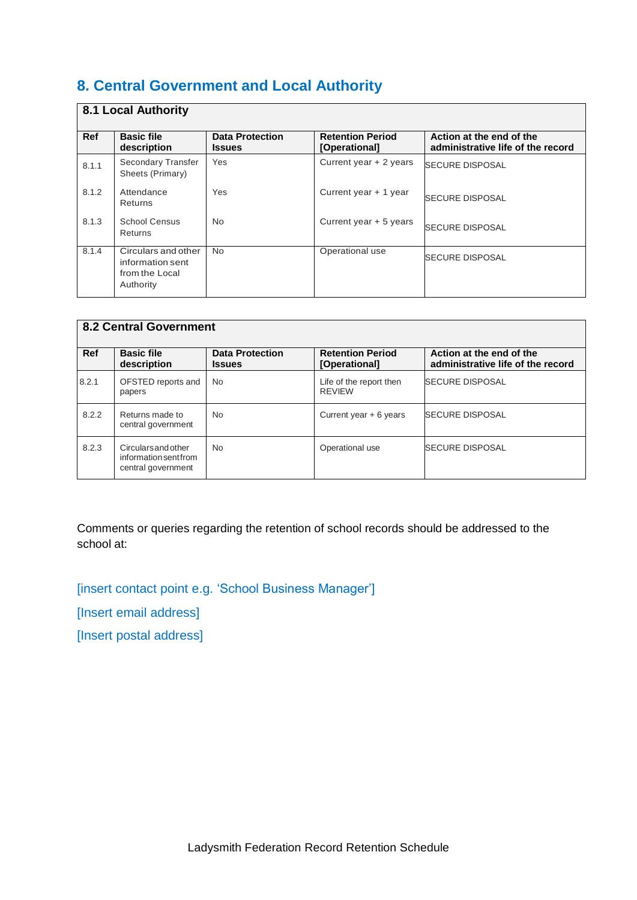## 8. Central Government and Local Authority

### 8.1 Local Authority

| Ref | Basic file description | Data Protection Issues | Retention Period [Operational] | Action at the end of the administrative life of the record |
|---|---|---|---|---|
| 8.1.1 | Secondary Transfer Sheets (Primary) | Yes | Current year + 2 years | SECURE DISPOSAL |
| 8.1.2 | Attendance Returns | Yes | Current year + 1 year | SECURE DISPOSAL |
| 8.1.3 | School Census Returns | No | Current year + 5 years | SECURE DISPOSAL |
| 8.1.4 | Circulars and other information sent from the Local Authority | No | Operational use | SECURE DISPOSAL |

### 8.2 Central Government

| Ref | Basic file description | Data Protection Issues | Retention Period [Operational] | Action at the end of the administrative life of the record |
|---|---|---|---|---|
| 8.2.1 | OFSTED reports and papers | No | Life of the report then REVIEW | SECURE DISPOSAL |
| 8.2.2 | Returns made to central government | No | Current year + 6 years | SECURE DISPOSAL |
| 8.2.3 | Circulars and other information sent from central government | No | Operational use | SECURE DISPOSAL |

Comments or queries regarding the retention of school records should be addressed to the school at:

[insert contact point e.g. 'School Business Manager']

[Insert email address]

[Insert postal address]